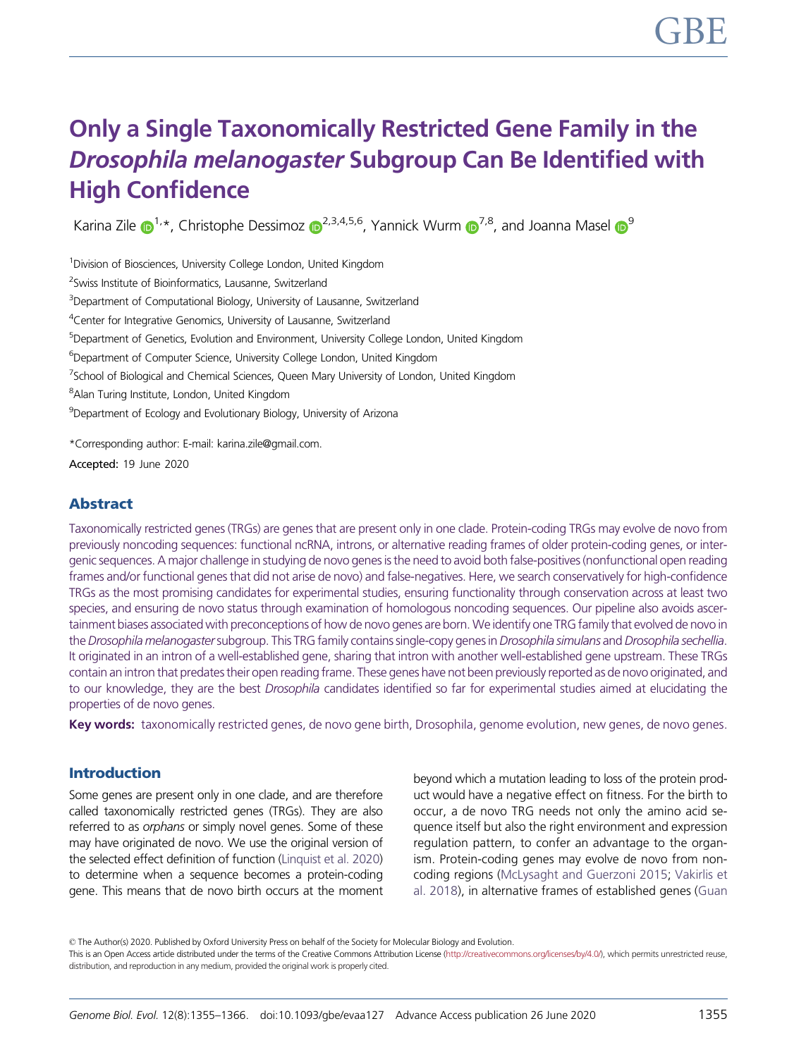# Only a Single Taxonomically Restricted Gene Family in the *Drosophila melanogaster* Subgroup Can Be Identified with High Confidence

Karina Zile[1,*], Christophe Dessimoz[2,3,4,5,6], Yannick Wurm[7,8], and Joanna Masel[9]

[1]Division of Biosciences, University College London, United Kingdom

[2]Swiss Institute of Bioinformatics, Lausanne, Switzerland

[3]Department of Computational Biology, University of Lausanne, Switzerland

[4]Center for Integrative Genomics, University of Lausanne, Switzerland

[5]Department of Genetics, Evolution and Environment, University College London, United Kingdom

[6]Department of Computer Science, University College London, United Kingdom

[7]School of Biological and Chemical Sciences, Queen Mary University of London, United Kingdom

[8]Alan Turing Institute, London, United Kingdom

[9]Department of Ecology and Evolutionary Biology, University of Arizona

*Corresponding author: E-mail: karina.zile@gmail.com.

Accepted: 19 June 2020

## Abstract

Taxonomically restricted genes (TRGs) are genes that are present only in one clade. Protein-coding TRGs may evolve de novo from previously noncoding sequences: functional ncRNA, introns, or alternative reading frames of older protein-coding genes, or intergenic sequences. A major challenge in studying de novo genes is the need to avoid both false-positives (nonfunctional open reading frames and/or functional genes that did not arise de novo) and false-negatives. Here, we search conservatively for high-confidence TRGs as the most promising candidates for experimental studies, ensuring functionality through conservation across at least two species, and ensuring de novo status through examination of homologous noncoding sequences. Our pipeline also avoids ascertainment biases associated with preconceptions of how de novo genes are born. We identify one TRG family that evolved de novo in the *Drosophila melanogaster* subgroup. This TRG family contains single-copy genes in *Drosophila simulans* and *Drosophila sechellia*. It originated in an intron of a well-established gene, sharing that intron with another well-established gene upstream. These TRGs contain an intron that predates their open reading frame. These genes have not been previously reported as de novo originated, and to our knowledge, they are the best *Drosophila* candidates identified so far for experimental studies aimed at elucidating the properties of de novo genes.

**Key words:** taxonomically restricted genes, de novo gene birth, Drosophila, genome evolution, new genes, de novo genes.

## Introduction

Some genes are present only in one clade, and are therefore called taxonomically restricted genes (TRGs). They are also referred to as *orphans* or simply novel genes. Some of these may have originated de novo. We use the original version of the selected effect definition of function (Linquist et al. 2020) to determine when a sequence becomes a protein-coding gene. This means that de novo birth occurs at the moment beyond which a mutation leading to loss of the protein product would have a negative effect on fitness. For the birth to occur, a de novo TRG needs not only the amino acid sequence itself but also the right environment and expression regulation pattern, to confer an advantage to the organism. Protein-coding genes may evolve de novo from noncoding regions (McLysaght and Guerzoni 2015; Vakirlis et al. 2018), in alternative frames of established genes (Guan

© The Author(s) 2020. Published by Oxford University Press on behalf of the Society for Molecular Biology and Evolution.
This is an Open Access article distributed under the terms of the Creative Commons Attribution License (http://creativecommons.org/licenses/by/4.0/), which permits unrestricted reuse, distribution, and reproduction in any medium, provided the original work is properly cited.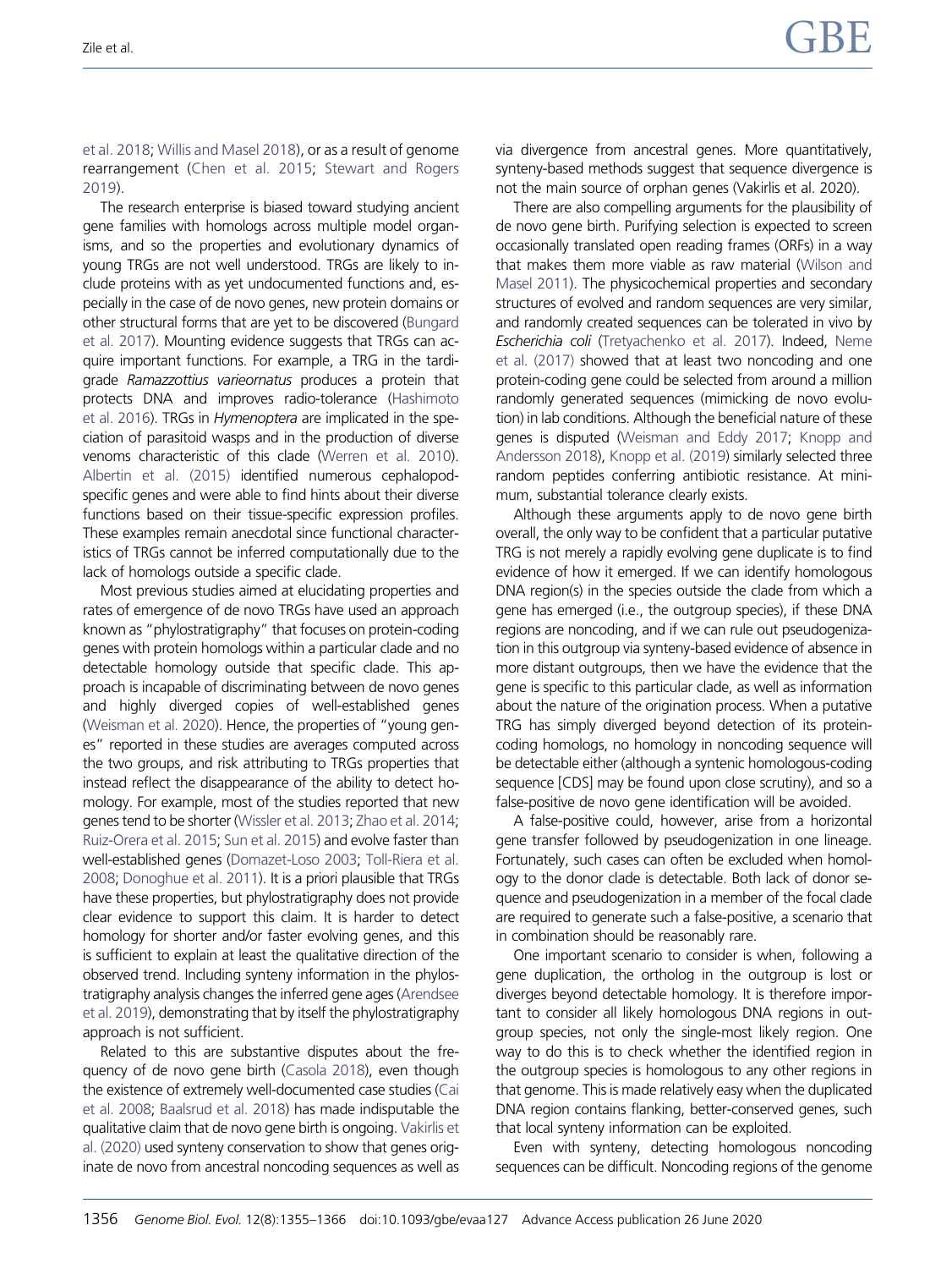et al. 2018; Willis and Masel 2018), or as a result of genome rearrangement (Chen et al. 2015; Stewart and Rogers 2019).

The research enterprise is biased toward studying ancient gene families with homologs across multiple model organisms, and so the properties and evolutionary dynamics of young TRGs are not well understood. TRGs are likely to include proteins with as yet undocumented functions and, especially in the case of de novo genes, new protein domains or other structural forms that are yet to be discovered (Bungard et al. 2017). Mounting evidence suggests that TRGs can acquire important functions. For example, a TRG in the tardigrade *Ramazzottius varieornatus* produces a protein that protects DNA and improves radio-tolerance (Hashimoto et al. 2016). TRGs in *Hymenoptera* are implicated in the speciation of parasitoid wasps and in the production of diverse venoms characteristic of this clade (Werren et al. 2010). Albertin et al. (2015) identified numerous cephalopod-specific genes and were able to find hints about their diverse functions based on their tissue-specific expression profiles. These examples remain anecdotal since functional characteristics of TRGs cannot be inferred computationally due to the lack of homologs outside a specific clade.

Most previous studies aimed at elucidating properties and rates of emergence of de novo TRGs have used an approach known as "phylostratigraphy" that focuses on protein-coding genes with protein homologs within a particular clade and no detectable homology outside that specific clade. This approach is incapable of discriminating between de novo genes and highly diverged copies of well-established genes (Weisman et al. 2020). Hence, the properties of "young genes" reported in these studies are averages computed across the two groups, and risk attributing to TRGs properties that instead reflect the disappearance of the ability to detect homology. For example, most of the studies reported that new genes tend to be shorter (Wissler et al. 2013; Zhao et al. 2014; Ruiz-Orera et al. 2015; Sun et al. 2015) and evolve faster than well-established genes (Domazet-Loso 2003; Toll-Riera et al. 2008; Donoghue et al. 2011). It is a priori plausible that TRGs have these properties, but phylostratigraphy does not provide clear evidence to support this claim. It is harder to detect homology for shorter and/or faster evolving genes, and this is sufficient to explain at least the qualitative direction of the observed trend. Including synteny information in the phylostratigraphy analysis changes the inferred gene ages (Arendsee et al. 2019), demonstrating that by itself the phylostratigraphy approach is not sufficient.

Related to this are substantive disputes about the frequency of de novo gene birth (Casola 2018), even though the existence of extremely well-documented case studies (Cai et al. 2008; Baalsrud et al. 2018) has made indisputable the qualitative claim that de novo gene birth is ongoing. Vakirlis et al. (2020) used synteny conservation to show that genes originate de novo from ancestral noncoding sequences as well as via divergence from ancestral genes. More quantitatively, synteny-based methods suggest that sequence divergence is not the main source of orphan genes (Vakirlis et al. 2020).

There are also compelling arguments for the plausibility of de novo gene birth. Purifying selection is expected to screen occasionally translated open reading frames (ORFs) in a way that makes them more viable as raw material (Wilson and Masel 2011). The physicochemical properties and secondary structures of evolved and random sequences are very similar, and randomly created sequences can be tolerated in vivo by *Escherichia coli* (Tretyachenko et al. 2017). Indeed, Neme et al. (2017) showed that at least two noncoding and one protein-coding gene could be selected from around a million randomly generated sequences (mimicking de novo evolution) in lab conditions. Although the beneficial nature of these genes is disputed (Weisman and Eddy 2017; Knopp and Andersson 2018), Knopp et al. (2019) similarly selected three random peptides conferring antibiotic resistance. At minimum, substantial tolerance clearly exists.

Although these arguments apply to de novo gene birth overall, the only way to be confident that a particular putative TRG is not merely a rapidly evolving gene duplicate is to find evidence of how it emerged. If we can identify homologous DNA region(s) in the species outside the clade from which a gene has emerged (i.e., the outgroup species), if these DNA regions are noncoding, and if we can rule out pseudogenization in this outgroup via synteny-based evidence of absence in more distant outgroups, then we have the evidence that the gene is specific to this particular clade, as well as information about the nature of the origination process. When a putative TRG has simply diverged beyond detection of its protein-coding homologs, no homology in noncoding sequence will be detectable either (although a syntenic homologous-coding sequence [CDS] may be found upon close scrutiny), and so a false-positive de novo gene identification will be avoided.

A false-positive could, however, arise from a horizontal gene transfer followed by pseudogenization in one lineage. Fortunately, such cases can often be excluded when homology to the donor clade is detectable. Both lack of donor sequence and pseudogenization in a member of the focal clade are required to generate such a false-positive, a scenario that in combination should be reasonably rare.

One important scenario to consider is when, following a gene duplication, the ortholog in the outgroup is lost or diverges beyond detectable homology. It is therefore important to consider all likely homologous DNA regions in outgroup species, not only the single-most likely region. One way to do this is to check whether the identified region in the outgroup species is homologous to any other regions in that genome. This is made relatively easy when the duplicated DNA region contains flanking, better-conserved genes, such that local synteny information can be exploited.

Even with synteny, detecting homologous noncoding sequences can be difficult. Noncoding regions of the genome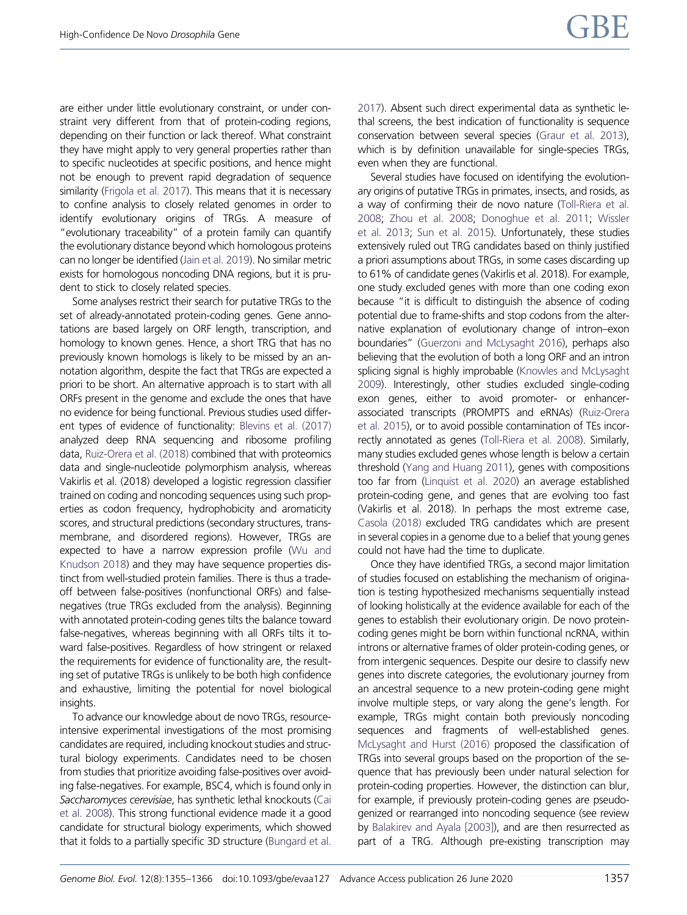are either under little evolutionary constraint, or under constraint very different from that of protein-coding regions, depending on their function or lack thereof. What constraint they have might apply to very general properties rather than to specific nucleotides at specific positions, and hence might not be enough to prevent rapid degradation of sequence similarity (Frigola et al. 2017). This means that it is necessary to confine analysis to closely related genomes in order to identify evolutionary origins of TRGs. A measure of "evolutionary traceability" of a protein family can quantify the evolutionary distance beyond which homologous proteins can no longer be identified (Jain et al. 2019). No similar metric exists for homologous noncoding DNA regions, but it is prudent to stick to closely related species.

Some analyses restrict their search for putative TRGs to the set of already-annotated protein-coding genes. Gene annotations are based largely on ORF length, transcription, and homology to known genes. Hence, a short TRG that has no previously known homologs is likely to be missed by an annotation algorithm, despite the fact that TRGs are expected a priori to be short. An alternative approach is to start with all ORFs present in the genome and exclude the ones that have no evidence for being functional. Previous studies used different types of evidence of functionality: Blevins et al. (2017) analyzed deep RNA sequencing and ribosome profiling data, Ruiz-Orera et al. (2018) combined that with proteomics data and single-nucleotide polymorphism analysis, whereas Vakirlis et al. (2018) developed a logistic regression classifier trained on coding and noncoding sequences using such properties as codon frequency, hydrophobicity and aromaticity scores, and structural predictions (secondary structures, transmembrane, and disordered regions). However, TRGs are expected to have a narrow expression profile (Wu and Knudson 2018) and they may have sequence properties distinct from well-studied protein families. There is thus a tradeoff between false-positives (nonfunctional ORFs) and false-negatives (true TRGs excluded from the analysis). Beginning with annotated protein-coding genes tilts the balance toward false-negatives, whereas beginning with all ORFs tilts it toward false-positives. Regardless of how stringent or relaxed the requirements for evidence of functionality are, the resulting set of putative TRGs is unlikely to be both high confidence and exhaustive, limiting the potential for novel biological insights.

To advance our knowledge about de novo TRGs, resource-intensive experimental investigations of the most promising candidates are required, including knockout studies and structural biology experiments. Candidates need to be chosen from studies that prioritize avoiding false-positives over avoiding false-negatives. For example, BSC4, which is found only in *Saccharomyces cerevisiae*, has synthetic lethal knockouts (Cai et al. 2008). This strong functional evidence made it a good candidate for structural biology experiments, which showed that it folds to a partially specific 3D structure (Bungard et al. 2017). Absent such direct experimental data as synthetic lethal screens, the best indication of functionality is sequence conservation between several species (Graur et al. 2013), which is by definition unavailable for single-species TRGs, even when they are functional.

Several studies have focused on identifying the evolutionary origins of putative TRGs in primates, insects, and rosids, as a way of confirming their de novo nature (Toll-Riera et al. 2008; Zhou et al. 2008; Donoghue et al. 2011; Wissler et al. 2013; Sun et al. 2015). Unfortunately, these studies extensively ruled out TRG candidates based on thinly justified a priori assumptions about TRGs, in some cases discarding up to 61% of candidate genes (Vakirlis et al. 2018). For example, one study excluded genes with more than one coding exon because "it is difficult to distinguish the absence of coding potential due to frame-shifts and stop codons from the alternative explanation of evolutionary change of intron–exon boundaries" (Guerzoni and McLysaght 2016), perhaps also believing that the evolution of both a long ORF and an intron splicing signal is highly improbable (Knowles and McLysaght 2009). Interestingly, other studies excluded single-coding exon genes, either to avoid promoter- or enhancer-associated transcripts (PROMPTS and eRNAs) (Ruiz-Orera et al. 2015), or to avoid possible contamination of TEs incorrectly annotated as genes (Toll-Riera et al. 2008). Similarly, many studies excluded genes whose length is below a certain threshold (Yang and Huang 2011), genes with compositions too far from (Linquist et al. 2020) an average established protein-coding gene, and genes that are evolving too fast (Vakirlis et al. 2018). In perhaps the most extreme case, Casola (2018) excluded TRG candidates which are present in several copies in a genome due to a belief that young genes could not have had the time to duplicate.

Once they have identified TRGs, a second major limitation of studies focused on establishing the mechanism of origination is testing hypothesized mechanisms sequentially instead of looking holistically at the evidence available for each of the genes to establish their evolutionary origin. De novo protein-coding genes might be born within functional ncRNA, within introns or alternative frames of older protein-coding genes, or from intergenic sequences. Despite our desire to classify new genes into discrete categories, the evolutionary journey from an ancestral sequence to a new protein-coding gene might involve multiple steps, or vary along the gene's length. For example, TRGs might contain both previously noncoding sequences and fragments of well-established genes. McLysaght and Hurst (2016) proposed the classification of TRGs into several groups based on the proportion of the sequence that has previously been under natural selection for protein-coding properties. However, the distinction can blur, for example, if previously protein-coding genes are pseudogenized or rearranged into noncoding sequence (see review by Balakirev and Ayala [2003]), and are then resurrected as part of a TRG. Although pre-existing transcription may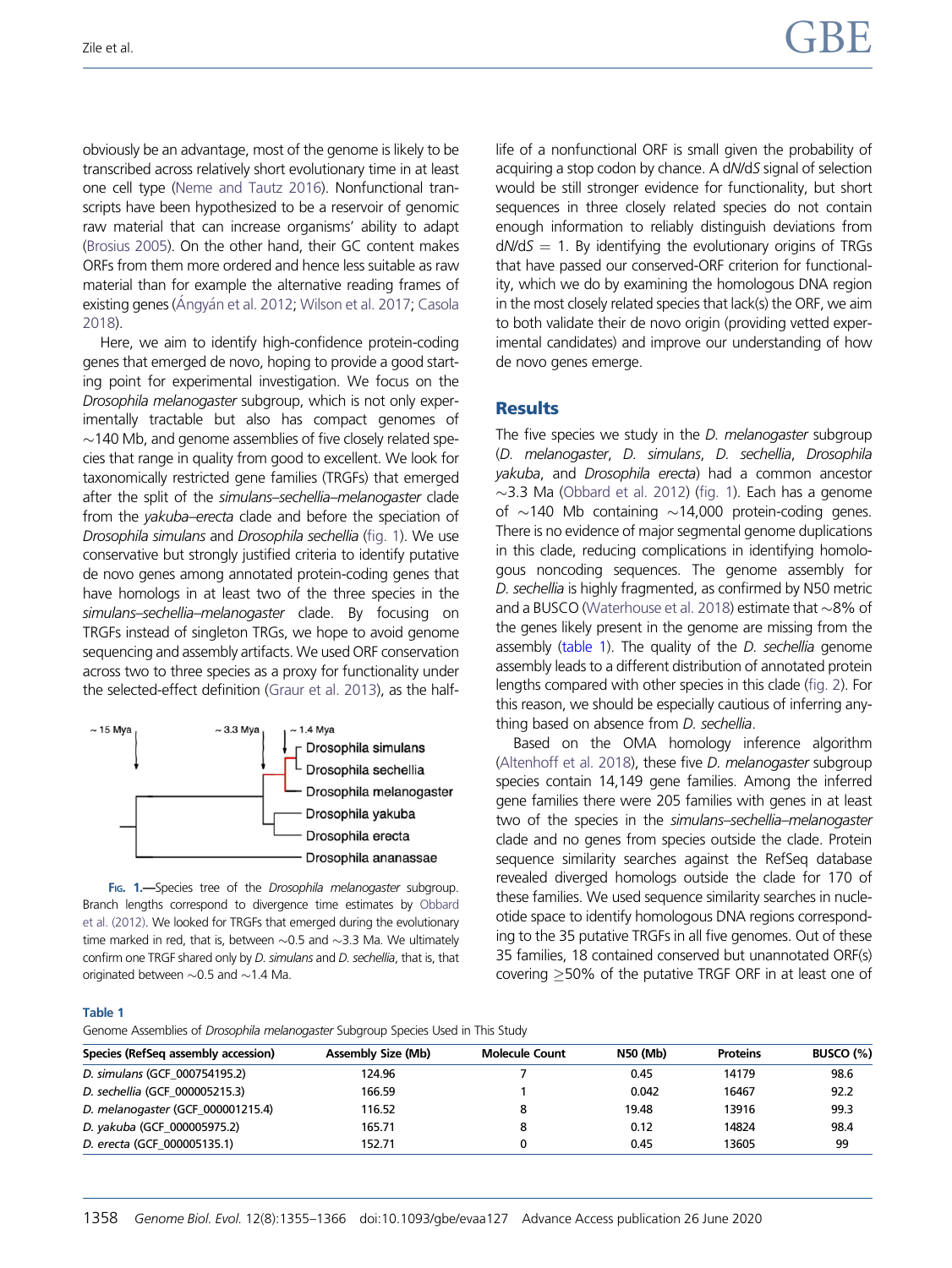obviously be an advantage, most of the genome is likely to be transcribed across relatively short evolutionary time in at least one cell type (Neme and Tautz 2016). Nonfunctional transcripts have been hypothesized to be a reservoir of genomic raw material that can increase organisms' ability to adapt (Brosius 2005). On the other hand, their GC content makes ORFs from them more ordered and hence less suitable as raw material than for example the alternative reading frames of existing genes (Ángyán et al. 2012; Wilson et al. 2017; Casola 2018).

Here, we aim to identify high-confidence protein-coding genes that emerged de novo, hoping to provide a good starting point for experimental investigation. We focus on the *Drosophila melanogaster* subgroup, which is not only experimentally tractable but also has compact genomes of ~140 Mb, and genome assemblies of five closely related species that range in quality from good to excellent. We look for taxonomically restricted gene families (TRGFs) that emerged after the split of the *simulans–sechellia–melanogaster* clade from the *yakuba–erecta* clade and before the speciation of *Drosophila simulans* and *Drosophila sechellia* (fig. 1). We use conservative but strongly justified criteria to identify putative de novo genes among annotated protein-coding genes that have homologs in at least two of the three species in the *simulans–sechellia–melanogaster* clade. By focusing on TRGFs instead of singleton TRGs, we hope to avoid genome sequencing and assembly artifacts. We used ORF conservation across two to three species as a proxy for functionality under the selected-effect definition (Graur et al. 2013), as the half-life of a nonfunctional ORF is small given the probability of acquiring a stop codon by chance. A d*N*/d*S* signal of selection would be still stronger evidence for functionality, but short sequences in three closely related species do not contain enough information to reliably distinguish deviations from d*N*/d*S* = 1. By identifying the evolutionary origins of TRGs that have passed our conserved-ORF criterion for functionality, which we do by examining the homologous DNA region in the most closely related species that lack(s) the ORF, we aim to both validate their de novo origin (providing vetted experimental candidates) and improve our understanding of how de novo genes emerge.

Fig. 1.—Species tree of the *Drosophila melanogaster* subgroup. Branch lengths correspond to divergence time estimates by Obbard et al. (2012). We looked for TRGFs that emerged during the evolutionary time marked in red, that is, between ~0.5 and ~3.3 Ma. We ultimately confirm one TRGF shared only by *D. simulans* and *D. sechellia*, that is, that originated between ~0.5 and ~1.4 Ma.

## Results

The five species we study in the *D. melanogaster* subgroup (*D. melanogaster*, *D. simulans*, *D. sechellia*, *Drosophila yakuba*, and *Drosophila erecta*) had a common ancestor ~3.3 Ma (Obbard et al. 2012) (fig. 1). Each has a genome of ~140 Mb containing ~14,000 protein-coding genes. There is no evidence of major segmental genome duplications in this clade, reducing complications in identifying homologous noncoding sequences. The genome assembly for *D. sechellia* is highly fragmented, as confirmed by N50 metric and a BUSCO (Waterhouse et al. 2018) estimate that ~8% of the genes likely present in the genome are missing from the assembly (table 1). The quality of the *D. sechellia* genome assembly leads to a different distribution of annotated protein lengths compared with other species in this clade (fig. 2). For this reason, we should be especially cautious of inferring anything based on absence from *D. sechellia*.

Based on the OMA homology inference algorithm (Altenhoff et al. 2018), these five *D. melanogaster* subgroup species contain 14,149 gene families. Among the inferred gene families there were 205 families with genes in at least two of the species in the *simulans–sechellia–melanogaster* clade and no genes from species outside the clade. Protein sequence similarity searches against the RefSeq database revealed diverged homologs outside the clade for 170 of these families. We used sequence similarity searches in nucleotide space to identify homologous DNA regions corresponding to the 35 putative TRGFs in all five genomes. Out of these 35 families, 18 contained conserved but unannotated ORF(s) covering ≥50% of the putative TRGF ORF in at least one of

**Table 1**
Genome Assemblies of *Drosophila melanogaster* Subgroup Species Used in This Study

| Species (RefSeq assembly accession) | Assembly Size (Mb) | Molecule Count | N50 (Mb) | Proteins | BUSCO (%) |
|---|---|---|---|---|---|
| *D. simulans* (GCF_000754195.2) | 124.96 | 7 | 0.45 | 14179 | 98.6 |
| *D. sechellia* (GCF_000005215.3) | 166.59 | 1 | 0.042 | 16467 | 92.2 |
| *D. melanogaster* (GCF_000001215.4) | 116.52 | 8 | 19.48 | 13916 | 99.3 |
| *D. yakuba* (GCF_000005975.2) | 165.71 | 8 | 0.12 | 14824 | 98.4 |
| *D. erecta* (GCF_000005135.1) | 152.71 | 0 | 0.45 | 13605 | 99 |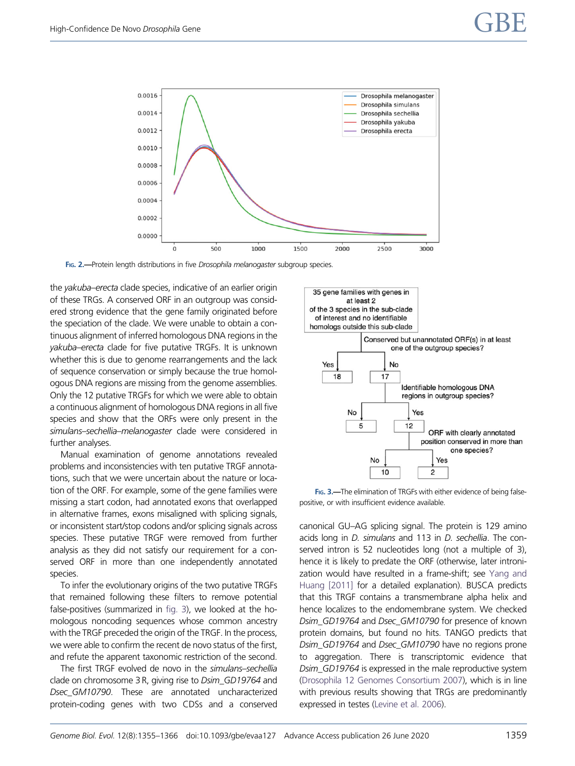FIG. 2.—Protein length distributions in five *Drosophila melanogaster* subgroup species.

the *yakuba–erecta* clade species, indicative of an earlier origin of these TRGs. A conserved ORF in an outgroup was considered strong evidence that the gene family originated before the speciation of the clade. We were unable to obtain a continuous alignment of inferred homologous DNA regions in the *yakuba–erecta* clade for five putative TRGFs. It is unknown whether this is due to genome rearrangements and the lack of sequence conservation or simply because the true homologous DNA regions are missing from the genome assemblies. Only the 12 putative TRGFs for which we were able to obtain a continuous alignment of homologous DNA regions in all five species and show that the ORFs were only present in the *simulans–sechellia–melanogaster* clade were considered in further analyses.

Manual examination of genome annotations revealed problems and inconsistencies with ten putative TRGF annotations, such that we were uncertain about the nature or location of the ORF. For example, some of the gene families were missing a start codon, had annotated exons that overlapped in alternative frames, exons misaligned with splicing signals, or inconsistent start/stop codons and/or splicing signals across species. These putative TRGF were removed from further analysis as they did not satisfy our requirement for a conserved ORF in more than one independently annotated species.

To infer the evolutionary origins of the two putative TRGFs that remained following these filters to remove potential false-positives (summarized in fig. 3), we looked at the homologous noncoding sequences whose common ancestry with the TRGF preceded the origin of the TRGF. In the process, we were able to confirm the recent de novo status of the first, and refute the apparent taxonomic restriction of the second.

The first TRGF evolved de novo in the *simulans–sechellia* clade on chromosome 3 R, giving rise to *Dsim_GD19764* and *Dsec_GM10790*. These are annotated uncharacterized protein-coding genes with two CDSs and a conserved canonical GU–AG splicing signal. The protein is 129 amino acids long in *D. simulans* and 113 in *D. sechellia*. The conserved intron is 52 nucleotides long (not a multiple of 3), hence it is likely to predate the ORF (otherwise, later intronization would have resulted in a frame-shift; see Yang and Huang [2011] for a detailed explanation). BUSCA predicts that this TRGF contains a transmembrane alpha helix and hence localizes to the endomembrane system. We checked *Dsim_GD19764* and *Dsec_GM10790* for presence of known protein domains, but found no hits. TANGO predicts that *Dsim_GD19764* and *Dsec_GM10790* have no regions prone to aggregation. There is transcriptomic evidence that *Dsim_GD19764* is expressed in the male reproductive system (Drosophila 12 Genomes Consortium 2007), which is in line with previous results showing that TRGs are predominantly expressed in testes (Levine et al. 2006).

FIG. 3.—The elimination of TRGFs with either evidence of being false-positive, or with insufficient evidence available.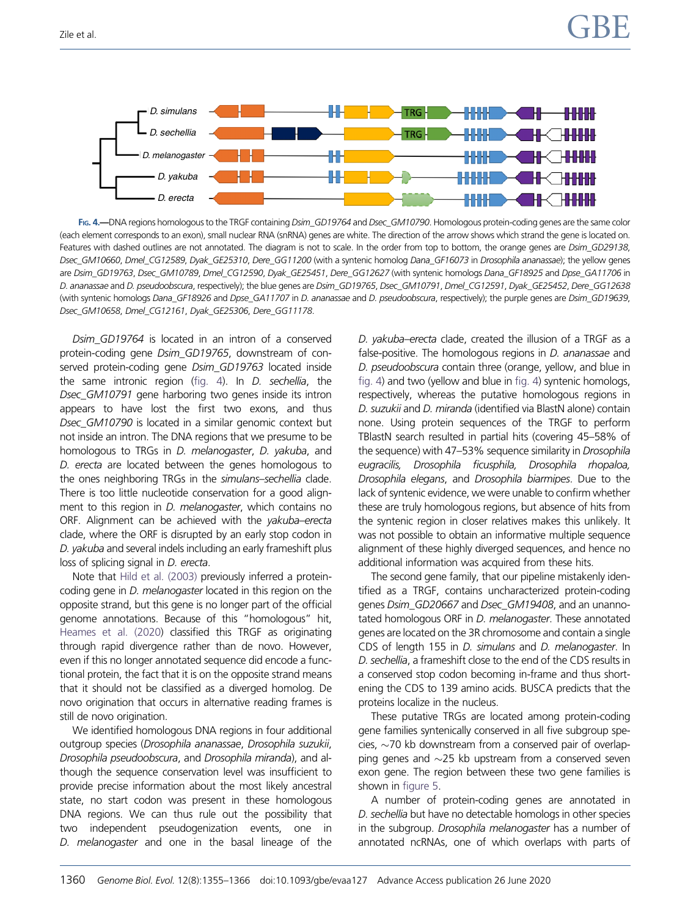FIG. 4.—DNA regions homologous to the TRGF containing *Dsim_GD19764* and *Dsec_GM10790*. Homologous protein-coding genes are the same color (each element corresponds to an exon), small nuclear RNA (snRNA) genes are white. The direction of the arrow shows which strand the gene is located on. Features with dashed outlines are not annotated. The diagram is not to scale. In the order from top to bottom, the orange genes are *Dsim_GD29138*, *Dsec_GM10660*, *Dmel_CG12589*, *Dyak_GE25310*, *Dere_GG11200* (with a syntenic homolog *Dana_GF16073* in *Drosophila ananassae*); the yellow genes are *Dsim_GD19763*, *Dsec_GM10789*, *Dmel_CG12590*, *Dyak_GE25451*, *Dere_GG12627* (with syntenic homologs *Dana_GF18925* and *Dpse_GA11706* in *D. ananassae* and *D. pseudoobscura*, respectively); the blue genes are *Dsim_GD19765*, *Dsec_GM10791*, *Dmel_CG12591*, *Dyak_GE25452*, *Dere_GG12638* (with syntenic homologs *Dana_GF18926* and *Dpse_GA11707* in *D. ananassae* and *D. pseudoobscura*, respectively); the purple genes are *Dsim_GD19639*, *Dsec_GM10658*, *Dmel_CG12161*, *Dyak_GE25306*, *Dere_GG11178*.

*Dsim_GD19764* is located in an intron of a conserved protein-coding gene *Dsim_GD19765*, downstream of conserved protein-coding gene *Dsim_GD19763* located inside the same intronic region (fig. 4). In *D. sechellia*, the *Dsec_GM10791* gene harboring two genes inside its intron appears to have lost the first two exons, and thus *Dsec_GM10790* is located in a similar genomic context but not inside an intron. The DNA regions that we presume to be homologous to TRGs in *D. melanogaster*, *D. yakuba*, and *D. erecta* are located between the genes homologous to the ones neighboring TRGs in the *simulans–sechellia* clade. There is too little nucleotide conservation for a good alignment to this region in *D. melanogaster*, which contains no ORF. Alignment can be achieved with the *yakuba–erecta* clade, where the ORF is disrupted by an early stop codon in *D. yakuba* and several indels including an early frameshift plus loss of splicing signal in *D. erecta*.

Note that Hild et al. (2003) previously inferred a protein-coding gene in *D. melanogaster* located in this region on the opposite strand, but this gene is no longer part of the official genome annotations. Because of this "homologous" hit, Heames et al. (2020) classified this TRGF as originating through rapid divergence rather than de novo. However, even if this no longer annotated sequence did encode a functional protein, the fact that it is on the opposite strand means that it should not be classified as a diverged homolog. De novo origination that occurs in alternative reading frames is still de novo origination.

We identified homologous DNA regions in four additional outgroup species (*Drosophila ananassae*, *Drosophila suzukii*, *Drosophila pseudoobscura*, and *Drosophila miranda*), and although the sequence conservation level was insufficient to provide precise information about the most likely ancestral state, no start codon was present in these homologous DNA regions. We can thus rule out the possibility that two independent pseudogenization events, one in *D. melanogaster* and one in the basal lineage of the *D. yakuba–erecta* clade, created the illusion of a TRGF as a false-positive. The homologous regions in *D. ananassae* and *D. pseudoobscura* contain three (orange, yellow, and blue in fig. 4) and two (yellow and blue in fig. 4) syntenic homologs, respectively, whereas the putative homologous regions in *D. suzukii* and *D. miranda* (identified via BlastN alone) contain none. Using protein sequences of the TRGF to perform TBlastN search resulted in partial hits (covering 45–58% of the sequence) with 47–53% sequence similarity in *Drosophila eugracilis, Drosophila ficusphila, Drosophila rhopaloa, Drosophila elegans*, and *Drosophila biarmipes*. Due to the lack of syntenic evidence, we were unable to confirm whether these are truly homologous regions, but absence of hits from the syntenic region in closer relatives makes this unlikely. It was not possible to obtain an informative multiple sequence alignment of these highly diverged sequences, and hence no additional information was acquired from these hits.

The second gene family, that our pipeline mistakenly identified as a TRGF, contains uncharacterized protein-coding genes *Dsim_GD20667* and *Dsec_GM19408*, and an unannotated homologous ORF in *D. melanogaster*. These annotated genes are located on the 3R chromosome and contain a single CDS of length 155 in *D. simulans* and *D. melanogaster*. In *D. sechellia*, a frameshift close to the end of the CDS results in a conserved stop codon becoming in-frame and thus shortening the CDS to 139 amino acids. BUSCA predicts that the proteins localize in the nucleus.

These putative TRGs are located among protein-coding gene families syntenically conserved in all five subgroup species, ~70 kb downstream from a conserved pair of overlapping genes and ~25 kb upstream from a conserved seven exon gene. The region between these two gene families is shown in figure 5.

A number of protein-coding genes are annotated in *D. sechellia* but have no detectable homologs in other species in the subgroup. *Drosophila melanogaster* has a number of annotated ncRNAs, one of which overlaps with parts of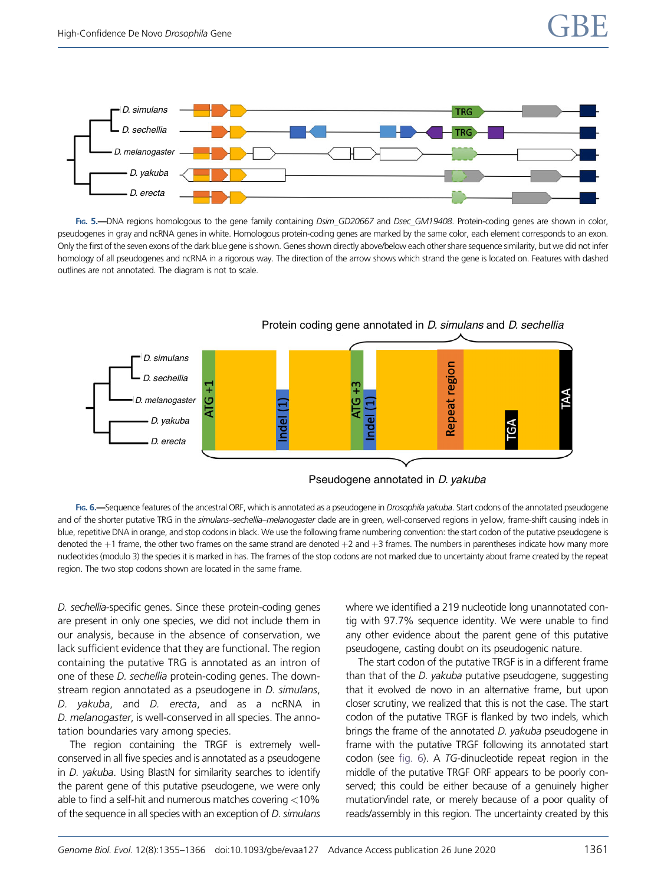**Fig. 5.**—DNA regions homologous to the gene family containing *Dsim_GD20667* and *Dsec_GM19408*. Protein-coding genes are shown in color, pseudogenes in gray and ncRNA genes in white. Homologous protein-coding genes are marked by the same color, each element corresponds to an exon. Only the first of the seven exons of the dark blue gene is shown. Genes shown directly above/below each other share sequence similarity, but we did not infer homology of all pseudogenes and ncRNA in a rigorous way. The direction of the arrow shows which strand the gene is located on. Features with dashed outlines are not annotated. The diagram is not to scale.

**Fig. 6.**—Sequence features of the ancestral ORF, which is annotated as a pseudogene in *Drosophila yakuba*. Start codons of the annotated pseudogene and of the shorter putative TRG in the *simulans–sechellia–melanogaster* clade are in green, well-conserved regions in yellow, frame-shift causing indels in blue, repetitive DNA in orange, and stop codons in black. We use the following frame numbering convention: the start codon of the putative pseudogene is denoted the +1 frame, the other two frames on the same strand are denoted +2 and +3 frames. The numbers in parentheses indicate how many more nucleotides (modulo 3) the species it is marked in has. The frames of the stop codons are not marked due to uncertainty about frame created by the repeat region. The two stop codons shown are located in the same frame.

*D. sechellia*-specific genes. Since these protein-coding genes are present in only one species, we did not include them in our analysis, because in the absence of conservation, we lack sufficient evidence that they are functional. The region containing the putative TRG is annotated as an intron of one of these *D. sechellia* protein-coding genes. The downstream region annotated as a pseudogene in *D. simulans*, *D. yakuba*, and *D. erecta*, and as a ncRNA in *D. melanogaster*, is well-conserved in all species. The annotation boundaries vary among species.

The region containing the TRGF is extremely well-conserved in all five species and is annotated as a pseudogene in *D. yakuba*. Using BlastN for similarity searches to identify the parent gene of this putative pseudogene, we were only able to find a self-hit and numerous matches covering <10% of the sequence in all species with an exception of *D. simulans* where we identified a 219 nucleotide long unannotated contig with 97.7% sequence identity. We were unable to find any other evidence about the parent gene of this putative pseudogene, casting doubt on its pseudogenic nature.

The start codon of the putative TRGF is in a different frame than that of the *D. yakuba* putative pseudogene, suggesting that it evolved de novo in an alternative frame, but upon closer scrutiny, we realized that this is not the case. The start codon of the putative TRGF is flanked by two indels, which brings the frame of the annotated *D. yakuba* pseudogene in frame with the putative TRGF following its annotated start codon (see fig. 6). A *TG*-dinucleotide repeat region in the middle of the putative TRGF ORF appears to be poorly conserved; this could be either because of a genuinely higher mutation/indel rate, or merely because of a poor quality of reads/assembly in this region. The uncertainty created by this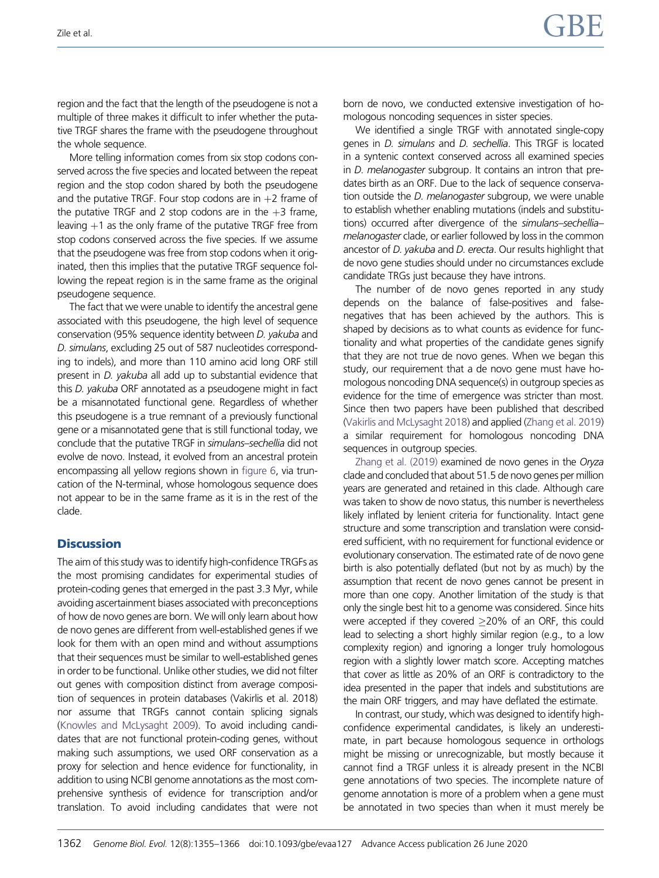region and the fact that the length of the pseudogene is not a multiple of three makes it difficult to infer whether the putative TRGF shares the frame with the pseudogene throughout the whole sequence.

More telling information comes from six stop codons conserved across the five species and located between the repeat region and the stop codon shared by both the pseudogene and the putative TRGF. Four stop codons are in +2 frame of the putative TRGF and 2 stop codons are in the +3 frame, leaving +1 as the only frame of the putative TRGF free from stop codons conserved across the five species. If we assume that the pseudogene was free from stop codons when it originated, then this implies that the putative TRGF sequence following the repeat region is in the same frame as the original pseudogene sequence.

The fact that we were unable to identify the ancestral gene associated with this pseudogene, the high level of sequence conservation (95% sequence identity between *D. yakuba* and *D. simulans*, excluding 25 out of 587 nucleotides corresponding to indels), and more than 110 amino acid long ORF still present in *D. yakuba* all add up to substantial evidence that this *D. yakuba* ORF annotated as a pseudogene might in fact be a misannotated functional gene. Regardless of whether this pseudogene is a true remnant of a previously functional gene or a misannotated gene that is still functional today, we conclude that the putative TRGF in *simulans–sechellia* did not evolve de novo. Instead, it evolved from an ancestral protein encompassing all yellow regions shown in figure 6, via truncation of the N-terminal, whose homologous sequence does not appear to be in the same frame as it is in the rest of the clade.

## Discussion

The aim of this study was to identify high-confidence TRGFs as the most promising candidates for experimental studies of protein-coding genes that emerged in the past 3.3 Myr, while avoiding ascertainment biases associated with preconceptions of how de novo genes are born. We will only learn about how de novo genes are different from well-established genes if we look for them with an open mind and without assumptions that their sequences must be similar to well-established genes in order to be functional. Unlike other studies, we did not filter out genes with composition distinct from average composition of sequences in protein databases (Vakirlis et al. 2018) nor assume that TRGFs cannot contain splicing signals (Knowles and McLysaght 2009). To avoid including candidates that are not functional protein-coding genes, without making such assumptions, we used ORF conservation as a proxy for selection and hence evidence for functionality, in addition to using NCBI genome annotations as the most comprehensive synthesis of evidence for transcription and/or translation. To avoid including candidates that were not born de novo, we conducted extensive investigation of homologous noncoding sequences in sister species.

We identified a single TRGF with annotated single-copy genes in *D. simulans* and *D. sechellia*. This TRGF is located in a syntenic context conserved across all examined species in *D. melanogaster* subgroup. It contains an intron that predates birth as an ORF. Due to the lack of sequence conservation outside the *D. melanogaster* subgroup, we were unable to establish whether enabling mutations (indels and substitutions) occurred after divergence of the *simulans–sechellia–melanogaster* clade, or earlier followed by loss in the common ancestor of *D. yakuba* and *D. erecta*. Our results highlight that de novo gene studies should under no circumstances exclude candidate TRGs just because they have introns.

The number of de novo genes reported in any study depends on the balance of false-positives and false-negatives that has been achieved by the authors. This is shaped by decisions as to what counts as evidence for functionality and what properties of the candidate genes signify that they are not true de novo genes. When we began this study, our requirement that a de novo gene must have homologous noncoding DNA sequence(s) in outgroup species as evidence for the time of emergence was stricter than most. Since then two papers have been published that described (Vakirlis and McLysaght 2018) and applied (Zhang et al. 2019) a similar requirement for homologous noncoding DNA sequences in outgroup species.

Zhang et al. (2019) examined de novo genes in the *Oryza* clade and concluded that about 51.5 de novo genes per million years are generated and retained in this clade. Although care was taken to show de novo status, this number is nevertheless likely inflated by lenient criteria for functionality. Intact gene structure and some transcription and translation were considered sufficient, with no requirement for functional evidence or evolutionary conservation. The estimated rate of de novo gene birth is also potentially deflated (but not by as much) by the assumption that recent de novo genes cannot be present in more than one copy. Another limitation of the study is that only the single best hit to a genome was considered. Since hits were accepted if they covered ≥20% of an ORF, this could lead to selecting a short highly similar region (e.g., to a low complexity region) and ignoring a longer truly homologous region with a slightly lower match score. Accepting matches that cover as little as 20% of an ORF is contradictory to the idea presented in the paper that indels and substitutions are the main ORF triggers, and may have deflated the estimate.

In contrast, our study, which was designed to identify high-confidence experimental candidates, is likely an underestimate, in part because homologous sequence in orthologs might be missing or unrecognizable, but mostly because it cannot find a TRGF unless it is already present in the NCBI gene annotations of two species. The incomplete nature of genome annotation is more of a problem when a gene must be annotated in two species than when it must merely be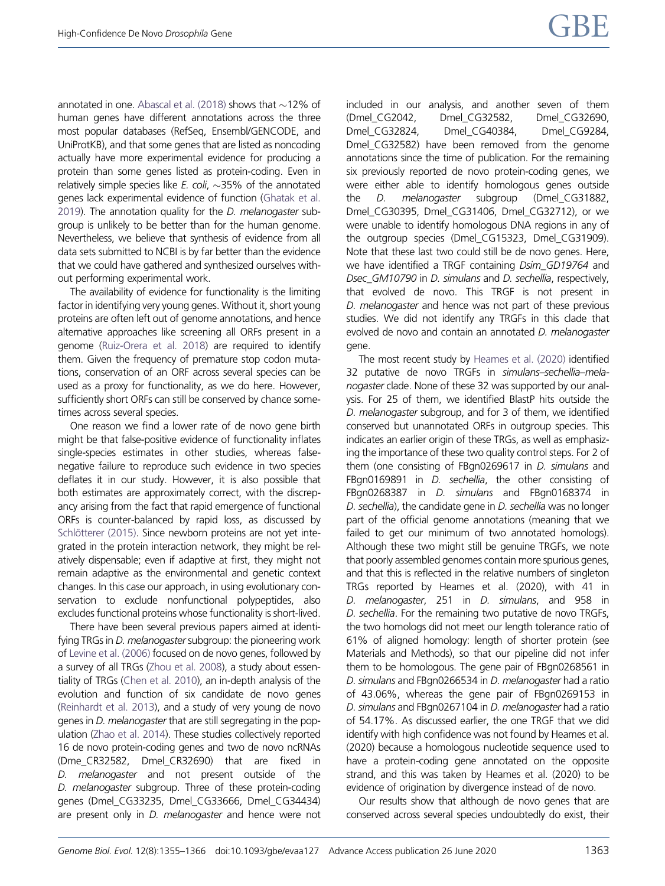annotated in one. Abascal et al. (2018) shows that ~12% of human genes have different annotations across the three most popular databases (RefSeq, Ensembl/GENCODE, and UniProtKB), and that some genes that are listed as noncoding actually have more experimental evidence for producing a protein than some genes listed as protein-coding. Even in relatively simple species like *E. coli*, ~35% of the annotated genes lack experimental evidence of function (Ghatak et al. 2019). The annotation quality for the *D. melanogaster* subgroup is unlikely to be better than for the human genome. Nevertheless, we believe that synthesis of evidence from all data sets submitted to NCBI is by far better than the evidence that we could have gathered and synthesized ourselves without performing experimental work.

The availability of evidence for functionality is the limiting factor in identifying very young genes. Without it, short young proteins are often left out of genome annotations, and hence alternative approaches like screening all ORFs present in a genome (Ruiz-Orera et al. 2018) are required to identify them. Given the frequency of premature stop codon mutations, conservation of an ORF across several species can be used as a proxy for functionality, as we do here. However, sufficiently short ORFs can still be conserved by chance sometimes across several species.

One reason we find a lower rate of de novo gene birth might be that false-positive evidence of functionality inflates single-species estimates in other studies, whereas false-negative failure to reproduce such evidence in two species deflates it in our study. However, it is also possible that both estimates are approximately correct, with the discrepancy arising from the fact that rapid emergence of functional ORFs is counter-balanced by rapid loss, as discussed by Schlötterer (2015). Since newborn proteins are not yet integrated in the protein interaction network, they might be relatively dispensable; even if adaptive at first, they might not remain adaptive as the environmental and genetic context changes. In this case our approach, in using evolutionary conservation to exclude nonfunctional polypeptides, also excludes functional proteins whose functionality is short-lived.

There have been several previous papers aimed at identifying TRGs in *D. melanogaster* subgroup: the pioneering work of Levine et al. (2006) focused on de novo genes, followed by a survey of all TRGs (Zhou et al. 2008), a study about essentiality of TRGs (Chen et al. 2010), an in-depth analysis of the evolution and function of six candidate de novo genes (Reinhardt et al. 2013), and a study of very young de novo genes in *D. melanogaster* that are still segregating in the population (Zhao et al. 2014). These studies collectively reported 16 de novo protein-coding genes and two de novo ncRNAs (Dme_CR32582, Dmel_CR32690) that are fixed in *D. melanogaster* and not present outside of the *D. melanogaster* subgroup. Three of these protein-coding genes (Dmel_CG33235, Dmel_CG33666, Dmel_CG34434) are present only in *D. melanogaster* and hence were not included in our analysis, and another seven of them (Dmel_CG2042, Dmel_CG32582, Dmel_CG32690, Dmel_CG32824, Dmel_CG40384, Dmel_CG9284, Dmel_CG32582) have been removed from the genome annotations since the time of publication. For the remaining six previously reported de novo protein-coding genes, we were either able to identify homologous genes outside the *D. melanogaster* subgroup (Dmel_CG31882, Dmel_CG30395, Dmel_CG31406, Dmel_CG32712), or we were unable to identify homologous DNA regions in any of the outgroup species (Dmel_CG15323, Dmel_CG31909). Note that these last two could still be de novo genes. Here, we have identified a TRGF containing *Dsim_GD19764* and *Dsec_GM10790* in *D. simulans* and *D. sechellia*, respectively, that evolved de novo. This TRGF is not present in *D. melanogaster* and hence was not part of these previous studies. We did not identify any TRGFs in this clade that evolved de novo and contain an annotated *D. melanogaster* gene.

The most recent study by Heames et al. (2020) identified 32 putative de novo TRGFs in *simulans–sechellia–melanogaster* clade. None of these 32 was supported by our analysis. For 25 of them, we identified BlastP hits outside the *D. melanogaster* subgroup, and for 3 of them, we identified conserved but unannotated ORFs in outgroup species. This indicates an earlier origin of these TRGs, as well as emphasizing the importance of these two quality control steps. For 2 of them (one consisting of FBgn0269617 in *D. simulans* and FBgn0169891 in *D. sechellia*, the other consisting of FBgn0268387 in *D. simulans* and FBgn0168374 in *D. sechellia*), the candidate gene in *D. sechellia* was no longer part of the official genome annotations (meaning that we failed to get our minimum of two annotated homologs). Although these two might still be genuine TRGFs, we note that poorly assembled genomes contain more spurious genes, and that this is reflected in the relative numbers of singleton TRGs reported by Heames et al. (2020), with 41 in *D. melanogaster*, 251 in *D. simulans*, and 958 in *D. sechellia*. For the remaining two putative de novo TRGFs, the two homologs did not meet our length tolerance ratio of 61% of aligned homology: length of shorter protein (see Materials and Methods), so that our pipeline did not infer them to be homologous. The gene pair of FBgn0268561 in *D. simulans* and FBgn0266534 in *D. melanogaster* had a ratio of 43.06%, whereas the gene pair of FBgn0269153 in *D. simulans* and FBgn0267104 in *D. melanogaster* had a ratio of 54.17%. As discussed earlier, the one TRGF that we did identify with high confidence was not found by Heames et al. (2020) because a homologous nucleotide sequence used to have a protein-coding gene annotated on the opposite strand, and this was taken by Heames et al. (2020) to be evidence of origination by divergence instead of de novo.

Our results show that although de novo genes that are conserved across several species undoubtedly do exist, their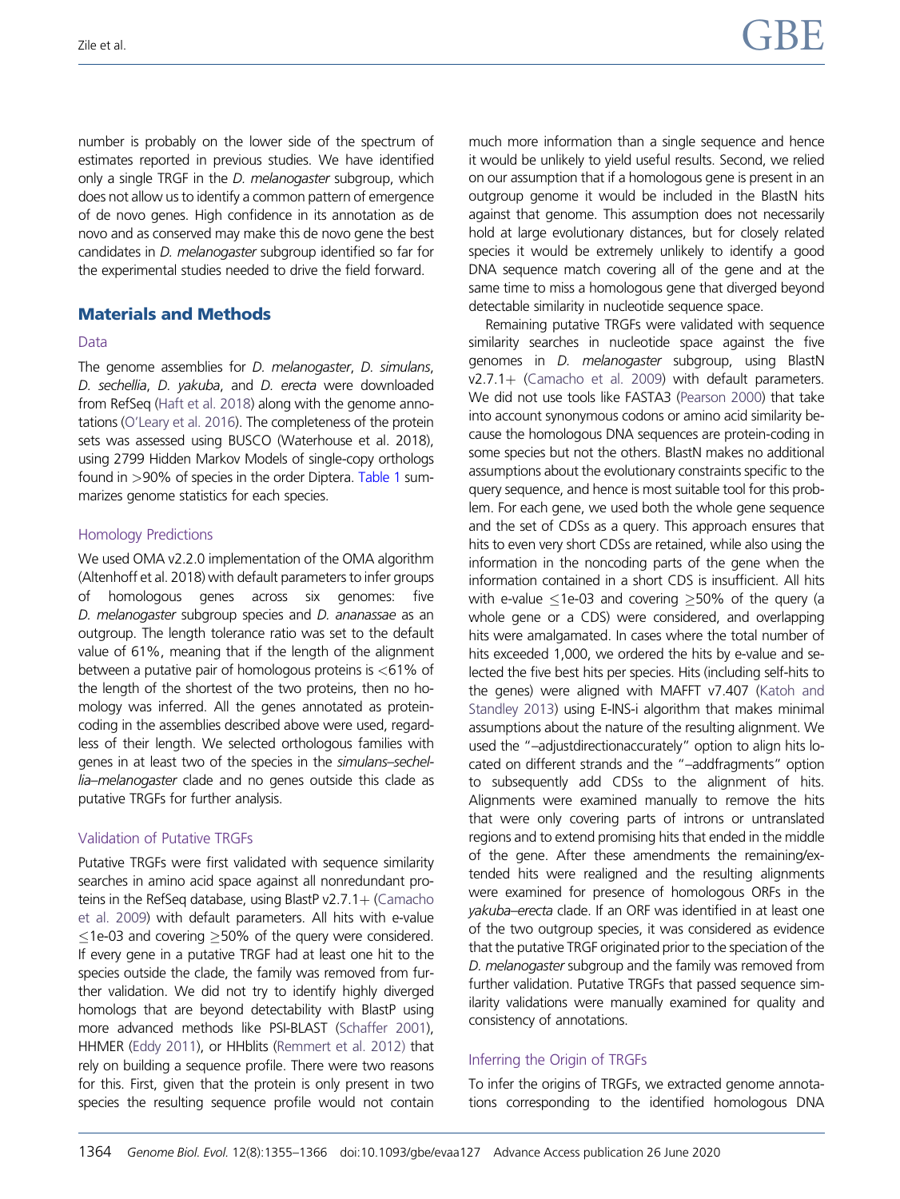number is probably on the lower side of the spectrum of estimates reported in previous studies. We have identified only a single TRGF in the *D. melanogaster* subgroup, which does not allow us to identify a common pattern of emergence of de novo genes. High confidence in its annotation as de novo and as conserved may make this de novo gene the best candidates in *D. melanogaster* subgroup identified so far for the experimental studies needed to drive the field forward.

## Materials and Methods

### Data

The genome assemblies for *D. melanogaster*, *D. simulans*, *D. sechellia*, *D. yakuba*, and *D. erecta* were downloaded from RefSeq (Haft et al. 2018) along with the genome annotations (O'Leary et al. 2016). The completeness of the protein sets was assessed using BUSCO (Waterhouse et al. 2018), using 2799 Hidden Markov Models of single-copy orthologs found in >90% of species in the order Diptera. Table 1 summarizes genome statistics for each species.

### Homology Predictions

We used OMA v2.2.0 implementation of the OMA algorithm (Altenhoff et al. 2018) with default parameters to infer groups of homologous genes across six genomes: five *D. melanogaster* subgroup species and *D. ananassae* as an outgroup. The length tolerance ratio was set to the default value of 61%, meaning that if the length of the alignment between a putative pair of homologous proteins is <61% of the length of the shortest of the two proteins, then no homology was inferred. All the genes annotated as protein-coding in the assemblies described above were used, regardless of their length. We selected orthologous families with genes in at least two of the species in the *simulans–sechellia–melanogaster* clade and no genes outside this clade as putative TRGFs for further analysis.

### Validation of Putative TRGFs

Putative TRGFs were first validated with sequence similarity searches in amino acid space against all nonredundant proteins in the RefSeq database, using BlastP v2.7.1+ (Camacho et al. 2009) with default parameters. All hits with e-value ≤1e-03 and covering ≥50% of the query were considered. If every gene in a putative TRGF had at least one hit to the species outside the clade, the family was removed from further validation. We did not try to identify highly diverged homologs that are beyond detectability with BlastP using more advanced methods like PSI-BLAST (Schaffer 2001), HHMER (Eddy 2011), or HHblits (Remmert et al. 2012) that rely on building a sequence profile. There were two reasons for this. First, given that the protein is only present in two species the resulting sequence profile would not contain much more information than a single sequence and hence it would be unlikely to yield useful results. Second, we relied on our assumption that if a homologous gene is present in an outgroup genome it would be included in the BlastN hits against that genome. This assumption does not necessarily hold at large evolutionary distances, but for closely related species it would be extremely unlikely to identify a good DNA sequence match covering all of the gene and at the same time to miss a homologous gene that diverged beyond detectable similarity in nucleotide sequence space.

Remaining putative TRGFs were validated with sequence similarity searches in nucleotide space against the five genomes in *D. melanogaster* subgroup, using BlastN v2.7.1+ (Camacho et al. 2009) with default parameters. We did not use tools like FASTA3 (Pearson 2000) that take into account synonymous codons or amino acid similarity because the homologous DNA sequences are protein-coding in some species but not the others. BlastN makes no additional assumptions about the evolutionary constraints specific to the query sequence, and hence is most suitable tool for this problem. For each gene, we used both the whole gene sequence and the set of CDSs as a query. This approach ensures that hits to even very short CDSs are retained, while also using the information in the noncoding parts of the gene when the information contained in a short CDS is insufficient. All hits with e-value ≤1e-03 and covering ≥50% of the query (a whole gene or a CDS) were considered, and overlapping hits were amalgamated. In cases where the total number of hits exceeded 1,000, we ordered the hits by e-value and selected the five best hits per species. Hits (including self-hits to the genes) were aligned with MAFFT v7.407 (Katoh and Standley 2013) using E-INS-i algorithm that makes minimal assumptions about the nature of the resulting alignment. We used the "–adjustdirectionaccurately" option to align hits located on different strands and the "–addfragments" option to subsequently add CDSs to the alignment of hits. Alignments were examined manually to remove the hits that were only covering parts of introns or untranslated regions and to extend promising hits that ended in the middle of the gene. After these amendments the remaining/extended hits were realigned and the resulting alignments were examined for presence of homologous ORFs in the *yakuba–erecta* clade. If an ORF was identified in at least one of the two outgroup species, it was considered as evidence that the putative TRGF originated prior to the speciation of the *D. melanogaster* subgroup and the family was removed from further validation. Putative TRGFs that passed sequence similarity validations were manually examined for quality and consistency of annotations.

### Inferring the Origin of TRGFs

To infer the origins of TRGFs, we extracted genome annotations corresponding to the identified homologous DNA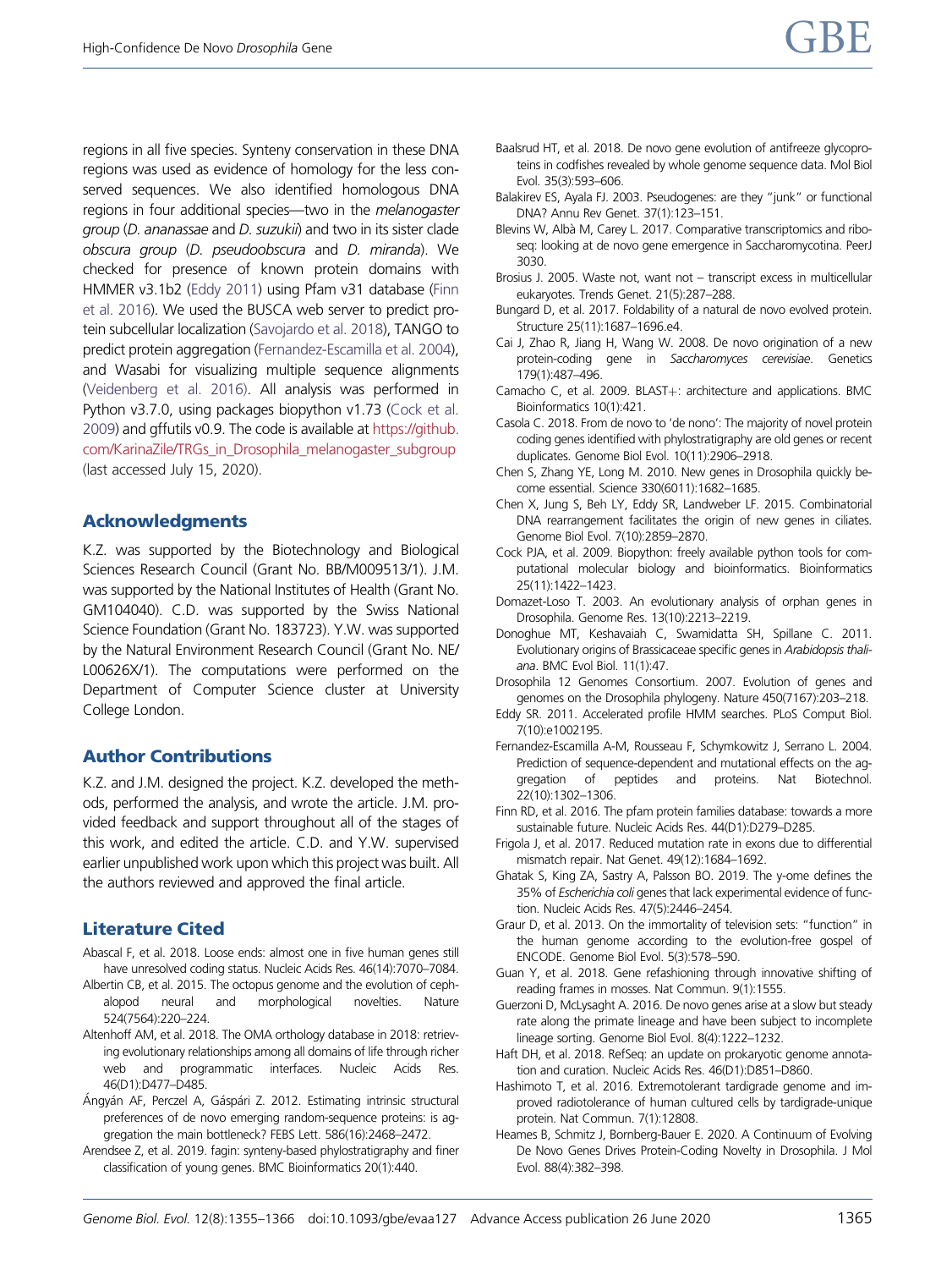regions in all five species. Synteny conservation in these DNA regions was used as evidence of homology for the less conserved sequences. We also identified homologous DNA regions in four additional species—two in the *melanogaster group* (*D. ananassae* and *D. suzukii*) and two in its sister clade *obscura group* (*D. pseudoobscura* and *D. miranda*). We checked for presence of known protein domains with HMMER v3.1b2 (Eddy 2011) using Pfam v31 database (Finn et al. 2016). We used the BUSCA web server to predict protein subcellular localization (Savojardo et al. 2018), TANGO to predict protein aggregation (Fernandez-Escamilla et al. 2004), and Wasabi for visualizing multiple sequence alignments (Veidenberg et al. 2016). All analysis was performed in Python v3.7.0, using packages biopython v1.73 (Cock et al. 2009) and gffutils v0.9. The code is available at https://github.com/KarinaZile/TRGs_in_Drosophila_melanogaster_subgroup (last accessed July 15, 2020).

## Acknowledgments

K.Z. was supported by the Biotechnology and Biological Sciences Research Council (Grant No. BB/M009513/1). J.M. was supported by the National Institutes of Health (Grant No. GM104040). C.D. was supported by the Swiss National Science Foundation (Grant No. 183723). Y.W. was supported by the Natural Environment Research Council (Grant No. NE/L00626X/1). The computations were performed on the Department of Computer Science cluster at University College London.

## Author Contributions

K.Z. and J.M. designed the project. K.Z. developed the methods, performed the analysis, and wrote the article. J.M. provided feedback and support throughout all of the stages of this work, and edited the article. C.D. and Y.W. supervised earlier unpublished work upon which this project was built. All the authors reviewed and approved the final article.

## Literature Cited

Abascal F, et al. 2018. Loose ends: almost one in five human genes still have unresolved coding status. Nucleic Acids Res. 46(14):7070–7084.

Albertin CB, et al. 2015. The octopus genome and the evolution of cephalopod neural and morphological novelties. Nature 524(7564):220–224.

Altenhoff AM, et al. 2018. The OMA orthology database in 2018: retrieving evolutionary relationships among all domains of life through richer web and programmatic interfaces. Nucleic Acids Res. 46(D1):D477–D485.

Ángyán AF, Perczel A, Gáspári Z. 2012. Estimating intrinsic structural preferences of de novo emerging random-sequence proteins: is aggregation the main bottleneck? FEBS Lett. 586(16):2468–2472.

Arendsee Z, et al. 2019. fagin: synteny-based phylostratigraphy and finer classification of young genes. BMC Bioinformatics 20(1):440.

Baalsrud HT, et al. 2018. De novo gene evolution of antifreeze glycoproteins in codfishes revealed by whole genome sequence data. Mol Biol Evol. 35(3):593–606.

Balakirev ES, Ayala FJ. 2003. Pseudogenes: are they "junk" or functional DNA? Annu Rev Genet. 37(1):123–151.

Blevins W, Albà M, Carey L. 2017. Comparative transcriptomics and riboseq: looking at de novo gene emergence in Saccharomycotina. PeerJ 3030.

Brosius J. 2005. Waste not, want not – transcript excess in multicellular eukaryotes. Trends Genet. 21(5):287–288.

Bungard D, et al. 2017. Foldability of a natural de novo evolved protein. Structure 25(11):1687–1696.e4.

Cai J, Zhao R, Jiang H, Wang W. 2008. De novo origination of a new protein-coding gene in *Saccharomyces cerevisiae*. Genetics 179(1):487–496.

Camacho C, et al. 2009. BLAST+: architecture and applications. BMC Bioinformatics 10(1):421.

Casola C. 2018. From de novo to 'de nono': The majority of novel protein coding genes identified with phylostratigraphy are old genes or recent duplicates. Genome Biol Evol. 10(11):2906–2918.

Chen S, Zhang YE, Long M. 2010. New genes in Drosophila quickly become essential. Science 330(6011):1682–1685.

Chen X, Jung S, Beh LY, Eddy SR, Landweber LF. 2015. Combinatorial DNA rearrangement facilitates the origin of new genes in ciliates. Genome Biol Evol. 7(10):2859–2870.

Cock PJA, et al. 2009. Biopython: freely available python tools for computational molecular biology and bioinformatics. Bioinformatics 25(11):1422–1423.

Domazet-Loso T. 2003. An evolutionary analysis of orphan genes in Drosophila. Genome Res. 13(10):2213–2219.

Donoghue MT, Keshavaiah C, Swamidatta SH, Spillane C. 2011. Evolutionary origins of Brassicaceae specific genes in *Arabidopsis thaliana*. BMC Evol Biol. 11(1):47.

Drosophila 12 Genomes Consortium. 2007. Evolution of genes and genomes on the Drosophila phylogeny. Nature 450(7167):203–218.

Eddy SR. 2011. Accelerated profile HMM searches. PLoS Comput Biol. 7(10):e1002195.

Fernandez-Escamilla A-M, Rousseau F, Schymkowitz J, Serrano L. 2004. Prediction of sequence-dependent and mutational effects on the aggregation of peptides and proteins. Nat Biotechnol. 22(10):1302–1306.

Finn RD, et al. 2016. The pfam protein families database: towards a more sustainable future. Nucleic Acids Res. 44(D1):D279–D285.

Frigola J, et al. 2017. Reduced mutation rate in exons due to differential mismatch repair. Nat Genet. 49(12):1684–1692.

Ghatak S, King ZA, Sastry A, Palsson BO. 2019. The y-ome defines the 35% of *Escherichia coli* genes that lack experimental evidence of function. Nucleic Acids Res. 47(5):2446–2454.

Graur D, et al. 2013. On the immortality of television sets: "function" in the human genome according to the evolution-free gospel of ENCODE. Genome Biol Evol. 5(3):578–590.

Guan Y, et al. 2018. Gene refashioning through innovative shifting of reading frames in mosses. Nat Commun. 9(1):1555.

Guerzoni D, McLysaght A. 2016. De novo genes arise at a slow but steady rate along the primate lineage and have been subject to incomplete lineage sorting. Genome Biol Evol. 8(4):1222–1232.

Haft DH, et al. 2018. RefSeq: an update on prokaryotic genome annotation and curation. Nucleic Acids Res. 46(D1):D851–D860.

Hashimoto T, et al. 2016. Extremotolerant tardigrade genome and improved radiotolerance of human cultured cells by tardigrade-unique protein. Nat Commun. 7(1):12808.

Heames B, Schmitz J, Bornberg-Bauer E. 2020. A Continuum of Evolving De Novo Genes Drives Protein-Coding Novelty in Drosophila. J Mol Evol. 88(4):382–398.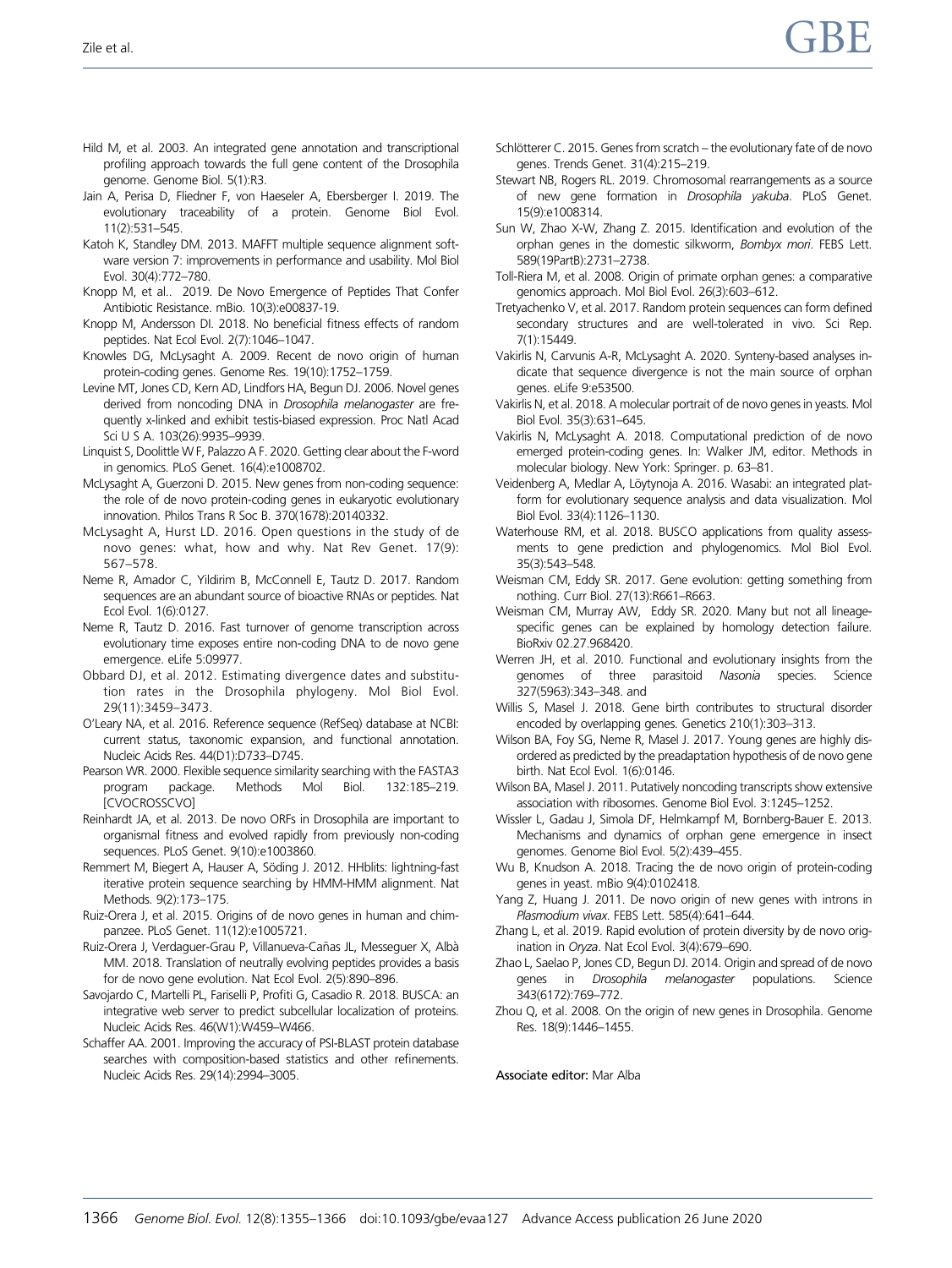Hild M, et al. 2003. An integrated gene annotation and transcriptional profiling approach towards the full gene content of the Drosophila genome. Genome Biol. 5(1):R3.

Jain A, Perisa D, Fliedner F, von Haeseler A, Ebersberger I. 2019. The evolutionary traceability of a protein. Genome Biol Evol. 11(2):531–545.

Katoh K, Standley DM. 2013. MAFFT multiple sequence alignment software version 7: improvements in performance and usability. Mol Biol Evol. 30(4):772–780.

Knopp M, et al.. 2019. De Novo Emergence of Peptides That Confer Antibiotic Resistance. mBio. 10(3):e00837-19.

Knopp M, Andersson DI. 2018. No beneficial fitness effects of random peptides. Nat Ecol Evol. 2(7):1046–1047.

Knowles DG, McLysaght A. 2009. Recent de novo origin of human protein-coding genes. Genome Res. 19(10):1752–1759.

Levine MT, Jones CD, Kern AD, Lindfors HA, Begun DJ. 2006. Novel genes derived from noncoding DNA in *Drosophila melanogaster* are frequently x-linked and exhibit testis-biased expression. Proc Natl Acad Sci U S A. 103(26):9935–9939.

Linquist S, Doolittle W F, Palazzo A F. 2020. Getting clear about the F-word in genomics. PLoS Genet. 16(4):e1008702.

McLysaght A, Guerzoni D. 2015. New genes from non-coding sequence: the role of de novo protein-coding genes in eukaryotic evolutionary innovation. Philos Trans R Soc B. 370(1678):20140332.

McLysaght A, Hurst LD. 2016. Open questions in the study of de novo genes: what, how and why. Nat Rev Genet. 17(9): 567–578.

Neme R, Amador C, Yildirim B, McConnell E, Tautz D. 2017. Random sequences are an abundant source of bioactive RNAs or peptides. Nat Ecol Evol. 1(6):0127.

Neme R, Tautz D. 2016. Fast turnover of genome transcription across evolutionary time exposes entire non-coding DNA to de novo gene emergence. eLife 5:09977.

Obbard DJ, et al. 2012. Estimating divergence dates and substitution rates in the Drosophila phylogeny. Mol Biol Evol. 29(11):3459–3473.

O'Leary NA, et al. 2016. Reference sequence (RefSeq) database at NCBI: current status, taxonomic expansion, and functional annotation. Nucleic Acids Res. 44(D1):D733–D745.

Pearson WR. 2000. Flexible sequence similarity searching with the FASTA3 program package. Methods Mol Biol. 132:185–219. [CVOCROSSCVO]

Reinhardt JA, et al. 2013. De novo ORFs in Drosophila are important to organismal fitness and evolved rapidly from previously non-coding sequences. PLoS Genet. 9(10):e1003860.

Remmert M, Biegert A, Hauser A, Söding J. 2012. HHblits: lightning-fast iterative protein sequence searching by HMM-HMM alignment. Nat Methods. 9(2):173–175.

Ruiz-Orera J, et al. 2015. Origins of de novo genes in human and chimpanzee. PLoS Genet. 11(12):e1005721.

Ruiz-Orera J, Verdaguer-Grau P, Villanueva-Cañas JL, Messeguer X, Albà MM. 2018. Translation of neutrally evolving peptides provides a basis for de novo gene evolution. Nat Ecol Evol. 2(5):890–896.

Savojardo C, Martelli PL, Fariselli P, Profiti G, Casadio R. 2018. BUSCA: an integrative web server to predict subcellular localization of proteins. Nucleic Acids Res. 46(W1):W459–W466.

Schaffer AA. 2001. Improving the accuracy of PSI-BLAST protein database searches with composition-based statistics and other refinements. Nucleic Acids Res. 29(14):2994–3005.

Schlötterer C. 2015. Genes from scratch – the evolutionary fate of de novo genes. Trends Genet. 31(4):215–219.

Stewart NB, Rogers RL. 2019. Chromosomal rearrangements as a source of new gene formation in *Drosophila yakuba*. PLoS Genet. 15(9):e1008314.

Sun W, Zhao X-W, Zhang Z. 2015. Identification and evolution of the orphan genes in the domestic silkworm, *Bombyx mori*. FEBS Lett. 589(19PartB):2731–2738.

Toll-Riera M, et al. 2008. Origin of primate orphan genes: a comparative genomics approach. Mol Biol Evol. 26(3):603–612.

Tretyachenko V, et al. 2017. Random protein sequences can form defined secondary structures and are well-tolerated in vivo. Sci Rep. 7(1):15449.

Vakirlis N, Carvunis A-R, McLysaght A. 2020. Synteny-based analyses indicate that sequence divergence is not the main source of orphan genes. eLife 9:e53500.

Vakirlis N, et al. 2018. A molecular portrait of de novo genes in yeasts. Mol Biol Evol. 35(3):631–645.

Vakirlis N, McLysaght A. 2018. Computational prediction of de novo emerged protein-coding genes. In: Walker JM, editor. Methods in molecular biology. New York: Springer. p. 63–81.

Veidenberg A, Medlar A, Löytynoja A. 2016. Wasabi: an integrated platform for evolutionary sequence analysis and data visualization. Mol Biol Evol. 33(4):1126–1130.

Waterhouse RM, et al. 2018. BUSCO applications from quality assessments to gene prediction and phylogenomics. Mol Biol Evol. 35(3):543–548.

Weisman CM, Eddy SR. 2017. Gene evolution: getting something from nothing. Curr Biol. 27(13):R661–R663.

Weisman CM, Murray AW, Eddy SR. 2020. Many but not all lineage-specific genes can be explained by homology detection failure. BioRxiv 02.27.968420.

Werren JH, et al. 2010. Functional and evolutionary insights from the genomes of three parasitoid *Nasonia* species. Science 327(5963):343–348. and

Willis S, Masel J. 2018. Gene birth contributes to structural disorder encoded by overlapping genes. Genetics 210(1):303–313.

Wilson BA, Foy SG, Neme R, Masel J. 2017. Young genes are highly disordered as predicted by the preadaptation hypothesis of de novo gene birth. Nat Ecol Evol. 1(6):0146.

Wilson BA, Masel J. 2011. Putatively noncoding transcripts show extensive association with ribosomes. Genome Biol Evol. 3:1245–1252.

Wissler L, Gadau J, Simola DF, Helmkampf M, Bornberg-Bauer E. 2013. Mechanisms and dynamics of orphan gene emergence in insect genomes. Genome Biol Evol. 5(2):439–455.

Wu B, Knudson A. 2018. Tracing the de novo origin of protein-coding genes in yeast. mBio 9(4):0102418.

Yang Z, Huang J. 2011. De novo origin of new genes with introns in *Plasmodium vivax*. FEBS Lett. 585(4):641–644.

Zhang L, et al. 2019. Rapid evolution of protein diversity by de novo origination in *Oryza*. Nat Ecol Evol. 3(4):679–690.

Zhao L, Saelao P, Jones CD, Begun DJ. 2014. Origin and spread of de novo genes in *Drosophila melanogaster* populations. Science 343(6172):769–772.

Zhou Q, et al. 2008. On the origin of new genes in Drosophila. Genome Res. 18(9):1446–1455.

**Associate editor:** Mar Alba